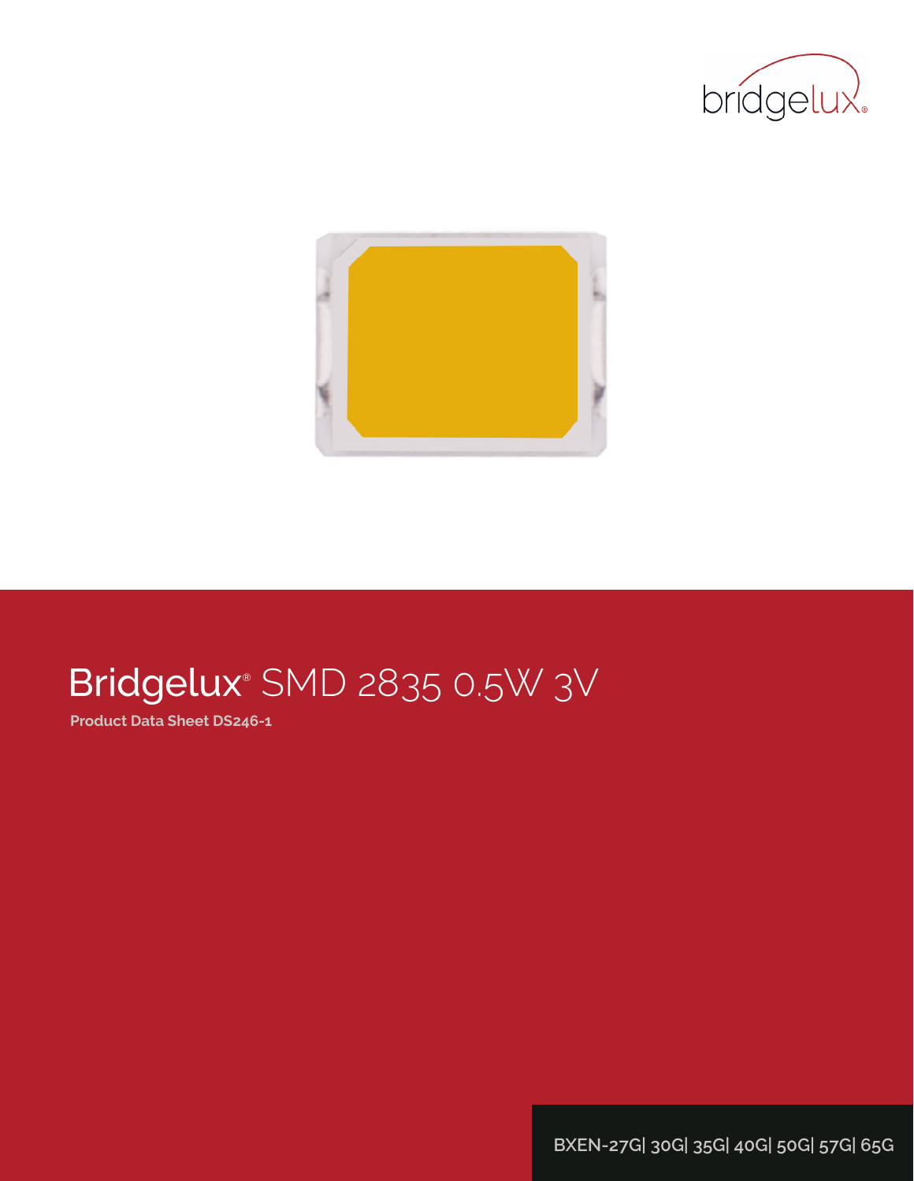# Bridgelux® SMD 2835 0.5W 3V

**Product Data Sheet DS246-1**

BXEN-27G| 30G| 35G| 40G| 50G| 57G| 65G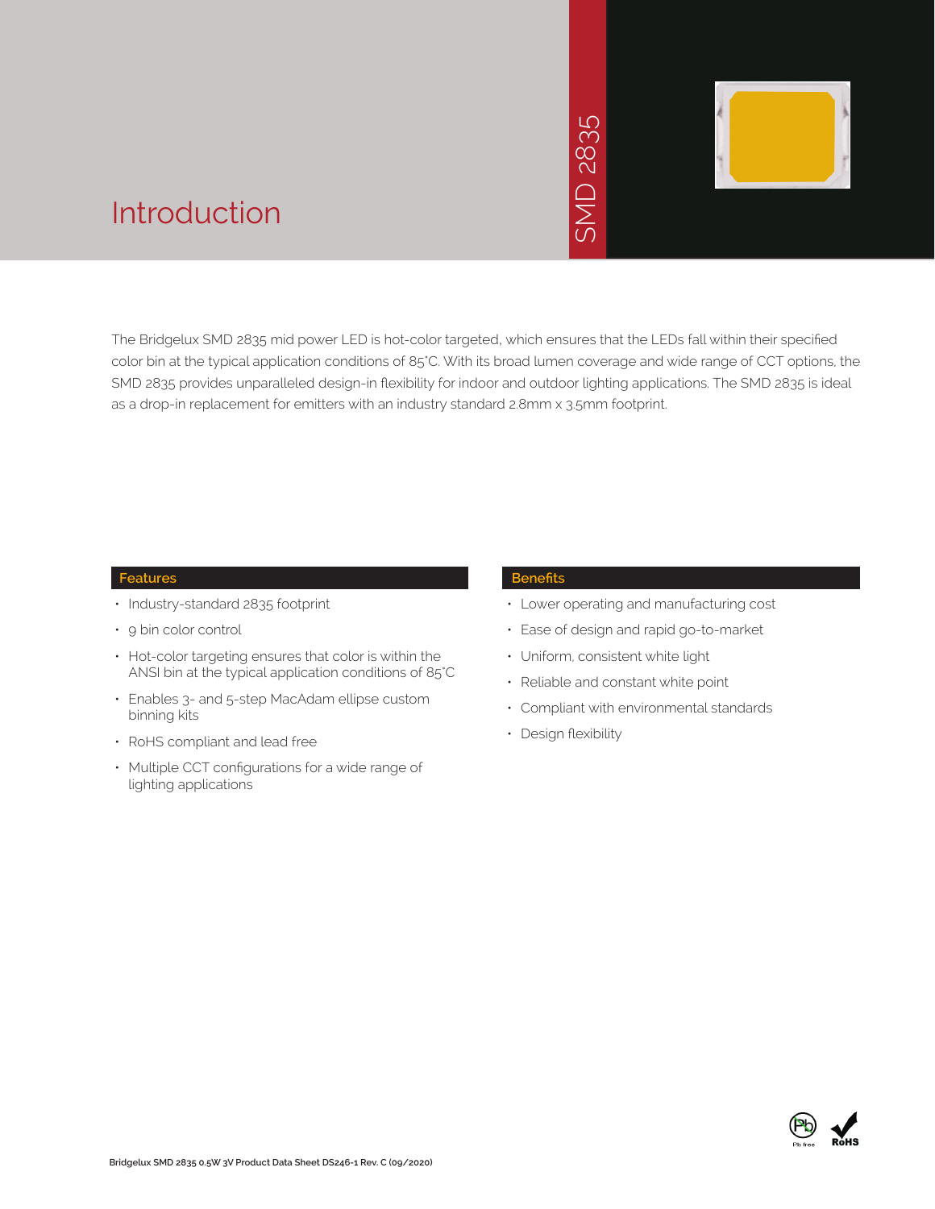# Introduction

SMD 2835

The Bridgelux SMD 2835 mid power LED is hot-color targeted, which ensures that the LEDs fall within their specified color bin at the typical application conditions of 85°C. With its broad lumen coverage and wide range of CCT options, the SMD 2835 provides unparalleled design-in flexibility for indoor and outdoor lighting applications. The SMD 2835 is ideal as a drop-in replacement for emitters with an industry standard 2.8mm x 3.5mm footprint.

## Features

- Industry-standard 2835 footprint
- 9 bin color control
- Hot-color targeting ensures that color is within the ANSI bin at the typical application conditions of 85°C
- Enables 3- and 5-step MacAdam ellipse custom binning kits
- RoHS compliant and lead free
- Multiple CCT configurations for a wide range of lighting applications

## Benefits

- Lower operating and manufacturing cost
- Ease of design and rapid go-to-market
- Uniform, consistent white light
- Reliable and constant white point
- Compliant with environmental standards
- Design flexibility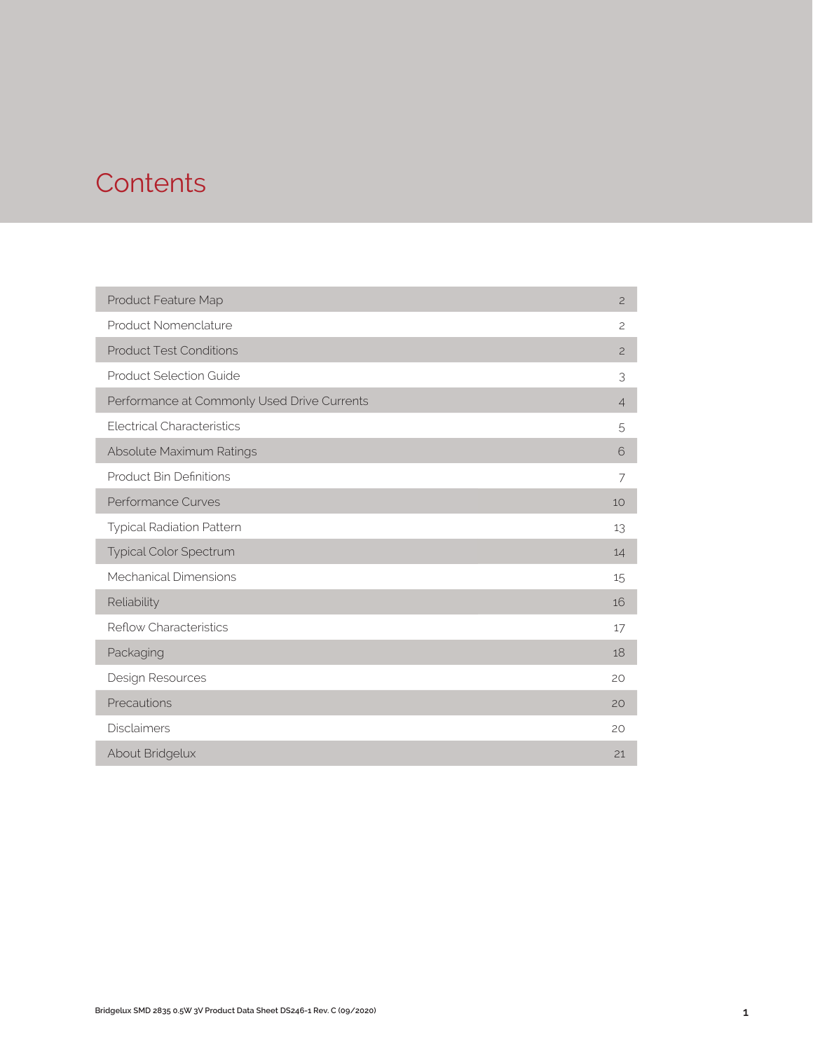# Contents

| Section | Page |
|---|---|
| Product Feature Map | 2 |
| Product Nomenclature | 2 |
| Product Test Conditions | 2 |
| Product Selection Guide | 3 |
| Performance at Commonly Used Drive Currents | 4 |
| Electrical Characteristics | 5 |
| Absolute Maximum Ratings | 6 |
| Product Bin Definitions | 7 |
| Performance Curves | 10 |
| Typical Radiation Pattern | 13 |
| Typical Color Spectrum | 14 |
| Mechanical Dimensions | 15 |
| Reliability | 16 |
| Reflow Characteristics | 17 |
| Packaging | 18 |
| Design Resources | 20 |
| Precautions | 20 |
| Disclaimers | 20 |
| About Bridgelux | 21 |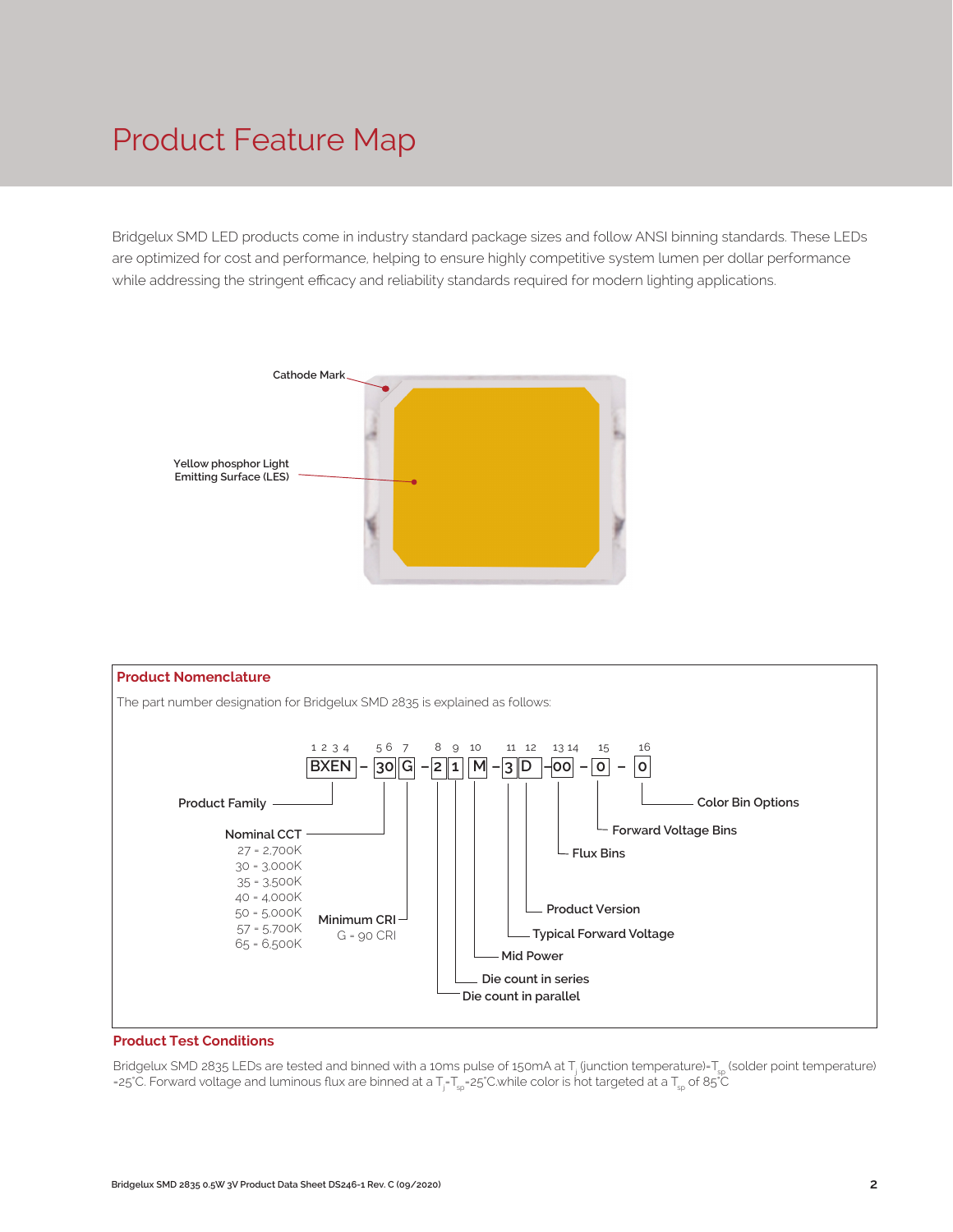# Product Feature Map

Bridgelux SMD LED products come in industry standard package sizes and follow ANSI binning standards. These LEDs are optimized for cost and performance, helping to ensure highly competitive system lumen per dollar performance while addressing the stringent efficacy and reliability standards required for modern lighting applications.

Cathode Mark

Yellow phosphor Light Emitting Surface (LES)

## Product Nomenclature

The part number designation for Bridgelux SMD 2835 is explained as follows:

BXEN – 30 G – 2 1 M – 3 D – 00 – 0 – 0

| Position | Code | Meaning |
|---|---|---|
| 1 2 3 4 | BXEN | Product Family |
| 5 6 | 30 | Nominal CCT: 27 = 2,700K; 30 = 3,000K; 35 = 3,500K; 40 = 4,000K; 50 = 5,000K; 57 = 5,700K; 65 = 6,500K |
| 7 | G | Minimum CRI: G = 90 CRI |
| 8 | 2 | Die count in parallel |
| 9 | 1 | Die count in series |
| 10 | M | Mid Power |
| 11 | 3 | Typical Forward Voltage |
| 12 | D | Product Version |
| 13 14 | 00 | Flux Bins |
| 15 | 0 | Forward Voltage Bins |
| 16 | 0 | Color Bin Options |

## Product Test Conditions

Bridgelux SMD 2835 LEDs are tested and binned with a 10ms pulse of 150mA at $T_j$ (junction temperature)=$T_{sp}$ (solder point temperature) =25°C. Forward voltage and luminous flux are binned at a $T_j$=$T_{sp}$=25°C.while color is hot targeted at a $T_{sp}$ of 85°C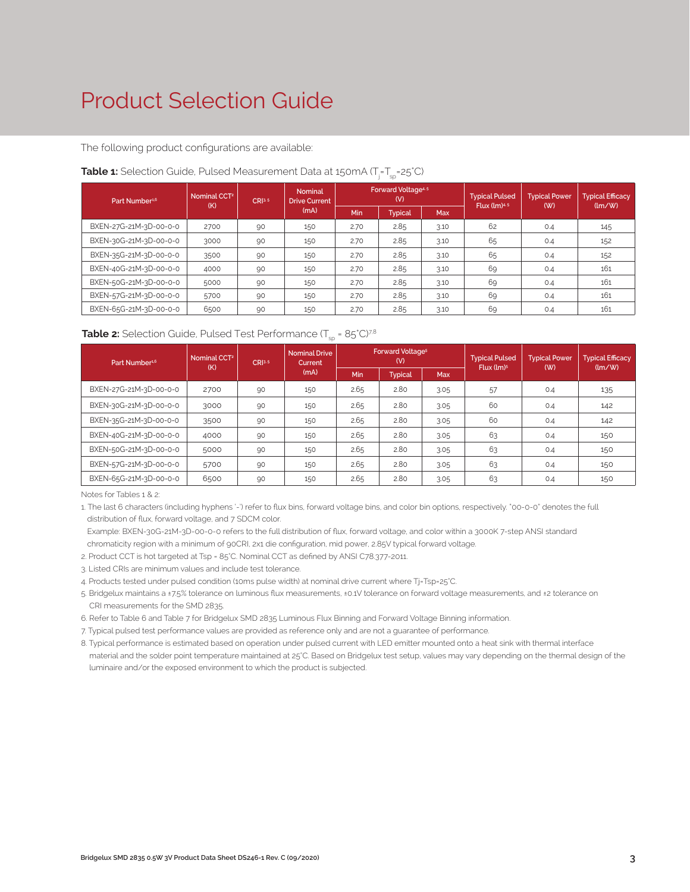# Product Selection Guide

The following product configurations are available:

**Table 1:** Selection Guide, Pulsed Measurement Data at 150mA ($T_j$=$T_{sp}$=25°C)

| Part Number[1,6] | Nominal CCT[2] (K) | CRI[3,5] | Nominal Drive Current (mA) | Forward Voltage[4,5] (V) | | | Typical Pulsed Flux (lm)[4,5] | Typical Power (W) | Typical Efficacy (lm/W) |
|---|---|---|---|---|---|---|---|---|---|
| | | | | Min | Typical | Max | | | |
| BXEN-27G-21M-3D-00-0-0 | 2700 | 90 | 150 | 2.70 | 2.85 | 3.10 | 62 | 0.4 | 145 |
| BXEN-30G-21M-3D-00-0-0 | 3000 | 90 | 150 | 2.70 | 2.85 | 3.10 | 65 | 0.4 | 152 |
| BXEN-35G-21M-3D-00-0-0 | 3500 | 90 | 150 | 2.70 | 2.85 | 3.10 | 65 | 0.4 | 152 |
| BXEN-40G-21M-3D-00-0-0 | 4000 | 90 | 150 | 2.70 | 2.85 | 3.10 | 69 | 0.4 | 161 |
| BXEN-50G-21M-3D-00-0-0 | 5000 | 90 | 150 | 2.70 | 2.85 | 3.10 | 69 | 0.4 | 161 |
| BXEN-57G-21M-3D-00-0-0 | 5700 | 90 | 150 | 2.70 | 2.85 | 3.10 | 69 | 0.4 | 161 |
| BXEN-65G-21M-3D-00-0-0 | 6500 | 90 | 150 | 2.70 | 2.85 | 3.10 | 69 | 0.4 | 161 |

**Table 2:** Selection Guide, Pulsed Test Performance ($T_{sp}$ = 85°C)[7,8]

| Part Number[1,6] | Nominal CCT[2] (K) | CRI[3,5] | Nominal Drive Current (mA) | Forward Voltage[5] (V) | | | Typical Pulsed Flux (lm)[5] | Typical Power (W) | Typical Efficacy (lm/W) |
|---|---|---|---|---|---|---|---|---|---|
| | | | | Min | Typical | Max | | | |
| BXEN-27G-21M-3D-00-0-0 | 2700 | 90 | 150 | 2.65 | 2.80 | 3.05 | 57 | 0.4 | 135 |
| BXEN-30G-21M-3D-00-0-0 | 3000 | 90 | 150 | 2.65 | 2.80 | 3.05 | 60 | 0.4 | 142 |
| BXEN-35G-21M-3D-00-0-0 | 3500 | 90 | 150 | 2.65 | 2.80 | 3.05 | 60 | 0.4 | 142 |
| BXEN-40G-21M-3D-00-0-0 | 4000 | 90 | 150 | 2.65 | 2.80 | 3.05 | 63 | 0.4 | 150 |
| BXEN-50G-21M-3D-00-0-0 | 5000 | 90 | 150 | 2.65 | 2.80 | 3.05 | 63 | 0.4 | 150 |
| BXEN-57G-21M-3D-00-0-0 | 5700 | 90 | 150 | 2.65 | 2.80 | 3.05 | 63 | 0.4 | 150 |
| BXEN-65G-21M-3D-00-0-0 | 6500 | 90 | 150 | 2.65 | 2.80 | 3.05 | 63 | 0.4 | 150 |

Notes for Tables 1 & 2:

1. The last 6 characters (including hyphens '-') refer to flux bins, forward voltage bins, and color bin options, respectively. "00-0-0" denotes the full distribution of flux, forward voltage, and 7 SDCM color.
   Example: BXEN-30G-21M-3D-00-0-0 refers to the full distribution of flux, forward voltage, and color within a 3000K 7-step ANSI standard chromaticity region with a minimum of 90CRI, 2x1 die configuration, mid power, 2.85V typical forward voltage.
2. Product CCT is hot targeted at Tsp = 85°C. Nominal CCT as defined by ANSI C78.377-2011.
3. Listed CRIs are minimum values and include test tolerance.
4. Products tested under pulsed condition (10ms pulse width) at nominal drive current where Tj=Tsp=25°C.
5. Bridgelux maintains a ±7.5% tolerance on luminous flux measurements, ±0.1V tolerance on forward voltage measurements, and ±2 tolerance on CRI measurements for the SMD 2835.
6. Refer to Table 6 and Table 7 for Bridgelux SMD 2835 Luminous Flux Binning and Forward Voltage Binning information.
7. Typical pulsed test performance values are provided as reference only and are not a guarantee of performance.
8. Typical performance is estimated based on operation under pulsed current with LED emitter mounted onto a heat sink with thermal interface material and the solder point temperature maintained at 25°C. Based on Bridgelux test setup, values may vary depending on the thermal design of the luminaire and/or the exposed environment to which the product is subjected.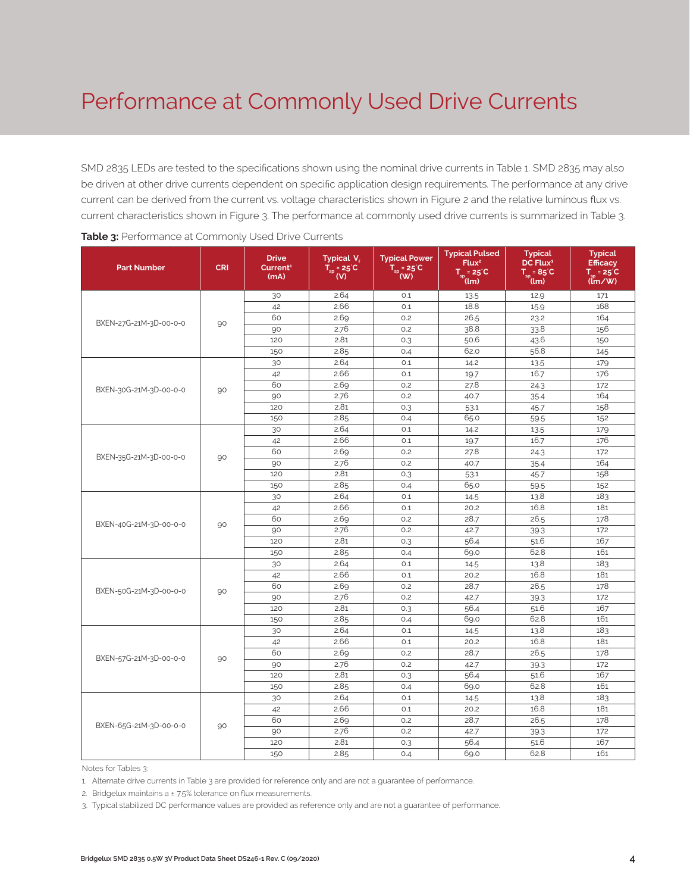# Performance at Commonly Used Drive Currents

SMD 2835 LEDs are tested to the specifications shown using the nominal drive currents in Table 1. SMD 2835 may also be driven at other drive currents dependent on specific application design requirements. The performance at any drive current can be derived from the current vs. voltage characteristics shown in Figure 2 and the relative luminous flux vs. current characteristics shown in Figure 3. The performance at commonly used drive currents is summarized in Table 3.

**Table 3:** Performance at Commonly Used Drive Currents

| Part Number | CRI | Drive Current[1] (mA) | Typical $V_f$ $T_{sp}$ = 25°C (V) | Typical Power $T_{sp}$ = 25°C (W) | Typical Pulsed Flux[2] $T_{sp}$ = 25°C (lm) | Typical DC Flux[3] $T_{sp}$ = 85°C (lm) | Typical Efficacy $T_{sp}$ = 25°C (lm/W) |
|---|---|---|---|---|---|---|---|
| BXEN-27G-21M-3D-00-0-0 | 90 | 30 | 2.64 | 0.1 | 13.5 | 12.9 | 171 |
| | | 42 | 2.66 | 0.1 | 18.8 | 15.9 | 168 |
| | | 60 | 2.69 | 0.2 | 26.5 | 23.2 | 164 |
| | | 90 | 2.76 | 0.2 | 38.8 | 33.8 | 156 |
| | | 120 | 2.81 | 0.3 | 50.6 | 43.6 | 150 |
| | | 150 | 2.85 | 0.4 | 62.0 | 56.8 | 145 |
| BXEN-30G-21M-3D-00-0-0 | 90 | 30 | 2.64 | 0.1 | 14.2 | 13.5 | 179 |
| | | 42 | 2.66 | 0.1 | 19.7 | 16.7 | 176 |
| | | 60 | 2.69 | 0.2 | 27.8 | 24.3 | 172 |
| | | 90 | 2.76 | 0.2 | 40.7 | 35.4 | 164 |
| | | 120 | 2.81 | 0.3 | 53.1 | 45.7 | 158 |
| | | 150 | 2.85 | 0.4 | 65.0 | 59.5 | 152 |
| BXEN-35G-21M-3D-00-0-0 | 90 | 30 | 2.64 | 0.1 | 14.2 | 13.5 | 179 |
| | | 42 | 2.66 | 0.1 | 19.7 | 16.7 | 176 |
| | | 60 | 2.69 | 0.2 | 27.8 | 24.3 | 172 |
| | | 90 | 2.76 | 0.2 | 40.7 | 35.4 | 164 |
| | | 120 | 2.81 | 0.3 | 53.1 | 45.7 | 158 |
| | | 150 | 2.85 | 0.4 | 65.0 | 59.5 | 152 |
| BXEN-40G-21M-3D-00-0-0 | 90 | 30 | 2.64 | 0.1 | 14.5 | 13.8 | 183 |
| | | 42 | 2.66 | 0.1 | 20.2 | 16.8 | 181 |
| | | 60 | 2.69 | 0.2 | 28.7 | 26.5 | 178 |
| | | 90 | 2.76 | 0.2 | 42.7 | 39.3 | 172 |
| | | 120 | 2.81 | 0.3 | 56.4 | 51.6 | 167 |
| | | 150 | 2.85 | 0.4 | 69.0 | 62.8 | 161 |
| BXEN-50G-21M-3D-00-0-0 | 90 | 30 | 2.64 | 0.1 | 14.5 | 13.8 | 183 |
| | | 42 | 2.66 | 0.1 | 20.2 | 16.8 | 181 |
| | | 60 | 2.69 | 0.2 | 28.7 | 26.5 | 178 |
| | | 90 | 2.76 | 0.2 | 42.7 | 39.3 | 172 |
| | | 120 | 2.81 | 0.3 | 56.4 | 51.6 | 167 |
| | | 150 | 2.85 | 0.4 | 69.0 | 62.8 | 161 |
| BXEN-57G-21M-3D-00-0-0 | 90 | 30 | 2.64 | 0.1 | 14.5 | 13.8 | 183 |
| | | 42 | 2.66 | 0.1 | 20.2 | 16.8 | 181 |
| | | 60 | 2.69 | 0.2 | 28.7 | 26.5 | 178 |
| | | 90 | 2.76 | 0.2 | 42.7 | 39.3 | 172 |
| | | 120 | 2.81 | 0.3 | 56.4 | 51.6 | 167 |
| | | 150 | 2.85 | 0.4 | 69.0 | 62.8 | 161 |
| BXEN-65G-21M-3D-00-0-0 | 90 | 30 | 2.64 | 0.1 | 14.5 | 13.8 | 183 |
| | | 42 | 2.66 | 0.1 | 20.2 | 16.8 | 181 |
| | | 60 | 2.69 | 0.2 | 28.7 | 26.5 | 178 |
| | | 90 | 2.76 | 0.2 | 42.7 | 39.3 | 172 |
| | | 120 | 2.81 | 0.3 | 56.4 | 51.6 | 167 |
| | | 150 | 2.85 | 0.4 | 69.0 | 62.8 | 161 |

Notes for Tables 3:

1. Alternate drive currents in Table 3 are provided for reference only and are not a guarantee of performance.
2. Bridgelux maintains a ± 7.5% tolerance on flux measurements.
3. Typical stabilized DC performance values are provided as reference only and are not a guarantee of performance.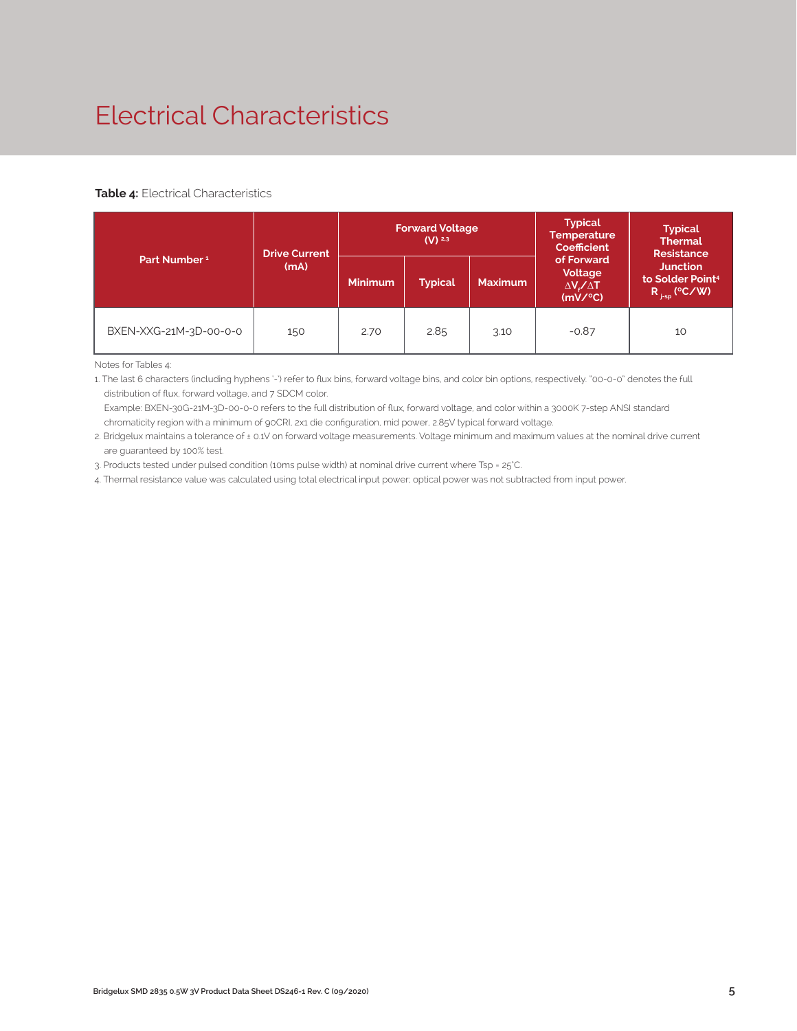# Electrical Characteristics

**Table 4:** Electrical Characteristics

| Part Number [1] | Drive Current (mA) | Forward Voltage (V) [2,3] | | | Typical Temperature Coefficient of Forward Voltage $\Delta V_f/\Delta T$ (mV/°C) | Typical Thermal Resistance Junction to Solder Point[4] $R_{j\text{-}sp}$ (°C/W) |
|---|---|---|---|---|---|---|
| | | Minimum | Typical | Maximum | | |
| BXEN-XXG-21M-3D-00-0-0 | 150 | 2.70 | 2.85 | 3.10 | -0.87 | 10 |

Notes for Tables 4:

1. The last 6 characters (including hyphens '-') refer to flux bins, forward voltage bins, and color bin options, respectively. "00-0-0" denotes the full distribution of flux, forward voltage, and 7 SDCM color.
   Example: BXEN-30G-21M-3D-00-0-0 refers to the full distribution of flux, forward voltage, and color within a 3000K 7-step ANSI standard chromaticity region with a minimum of 90CRI, 2x1 die configuration, mid power, 2.85V typical forward voltage.
2. Bridgelux maintains a tolerance of ± 0.1V on forward voltage measurements. Voltage minimum and maximum values at the nominal drive current are guaranteed by 100% test.
3. Products tested under pulsed condition (10ms pulse width) at nominal drive current where Tsp = 25°C.
4. Thermal resistance value was calculated using total electrical input power; optical power was not subtracted from input power.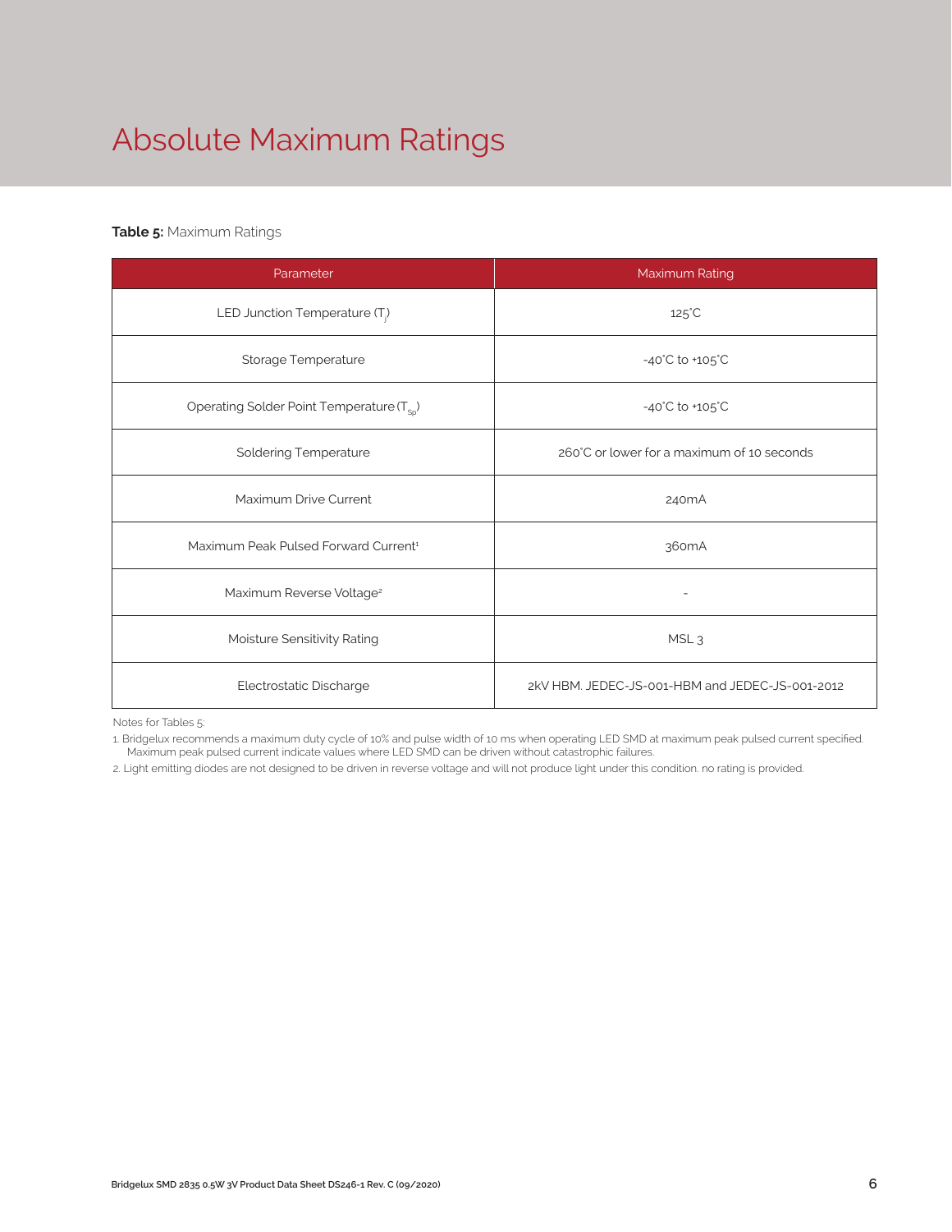# Absolute Maximum Ratings

**Table 5:** Maximum Ratings

| Parameter | Maximum Rating |
|---|---|
| LED Junction Temperature ($T_j$) | 125°C |
| Storage Temperature | -40°C to +105°C |
| Operating Solder Point Temperature ($T_{Sp}$) | -40°C to +105°C |
| Soldering Temperature | 260°C or lower for a maximum of 10 seconds |
| Maximum Drive Current | 240mA |
| Maximum Peak Pulsed Forward Current[1] | 360mA |
| Maximum Reverse Voltage[2] | - |
| Moisture Sensitivity Rating | MSL 3 |
| Electrostatic Discharge | 2kV HBM. JEDEC-JS-001-HBM and JEDEC-JS-001-2012 |

Notes for Tables 5:

1. Bridgelux recommends a maximum duty cycle of 10% and pulse width of 10 ms when operating LED SMD at maximum peak pulsed current specified. Maximum peak pulsed current indicate values where LED SMD can be driven without catastrophic failures.
2. Light emitting diodes are not designed to be driven in reverse voltage and will not produce light under this condition. no rating is provided.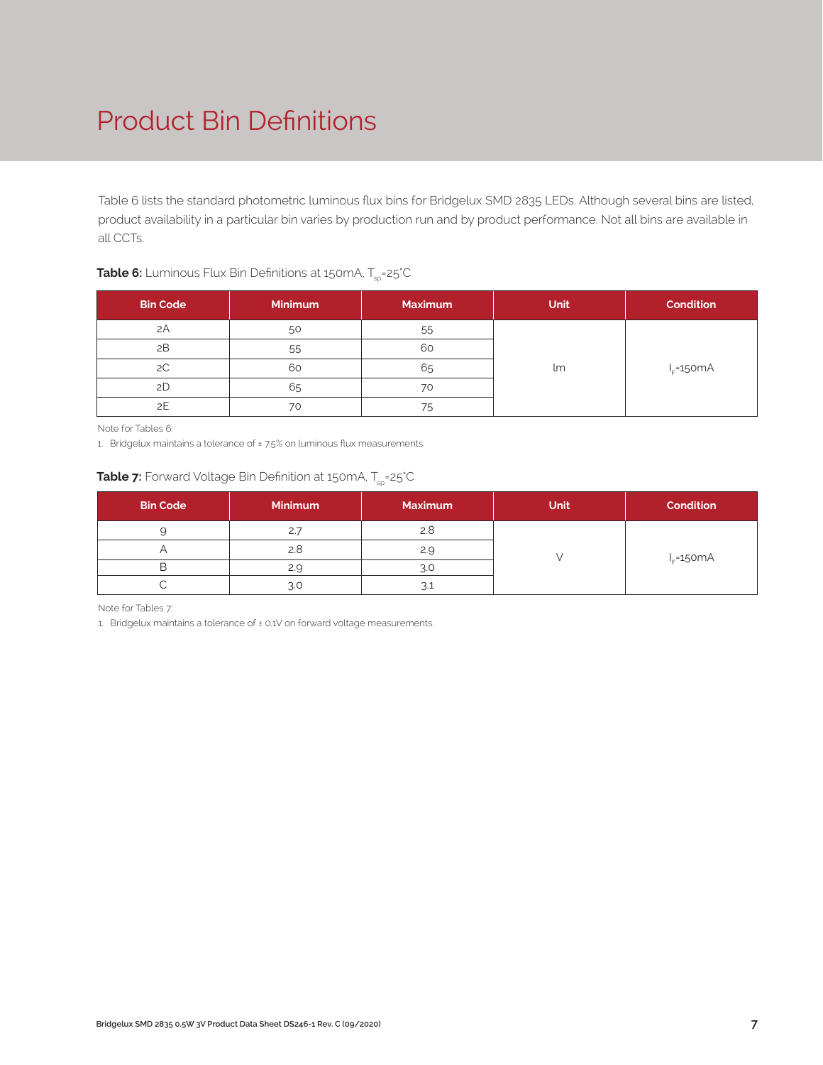# Product Bin Definitions

Table 6 lists the standard photometric luminous flux bins for Bridgelux SMD 2835 LEDs. Although several bins are listed, product availability in a particular bin varies by production run and by product performance. Not all bins are available in all CCTs.

**Table 6:** Luminous Flux Bin Definitions at 150mA, $T_{sp}$=25°C

| Bin Code | Minimum | Maximum | Unit | Condition |
|---|---|---|---|---|
| 2A | 50 | 55 | lm | $I_F$=150mA |
| 2B | 55 | 60 | | |
| 2C | 60 | 65 | | |
| 2D | 65 | 70 | | |
| 2E | 70 | 75 | | |

Note for Tables 6:

1. Bridgelux maintains a tolerance of ± 7.5% on luminous flux measurements.

**Table 7:** Forward Voltage Bin Definition at 150mA, $T_{sp}$=25°C

| Bin Code | Minimum | Maximum | Unit | Condition |
|---|---|---|---|---|
| 9 | 2.7 | 2.8 | V | $I_F$=150mA |
| A | 2.8 | 2.9 | | |
| B | 2.9 | 3.0 | | |
| C | 3.0 | 3.1 | | |

Note for Tables 7:

1. Bridgelux maintains a tolerance of ± 0.1V on forward voltage measurements.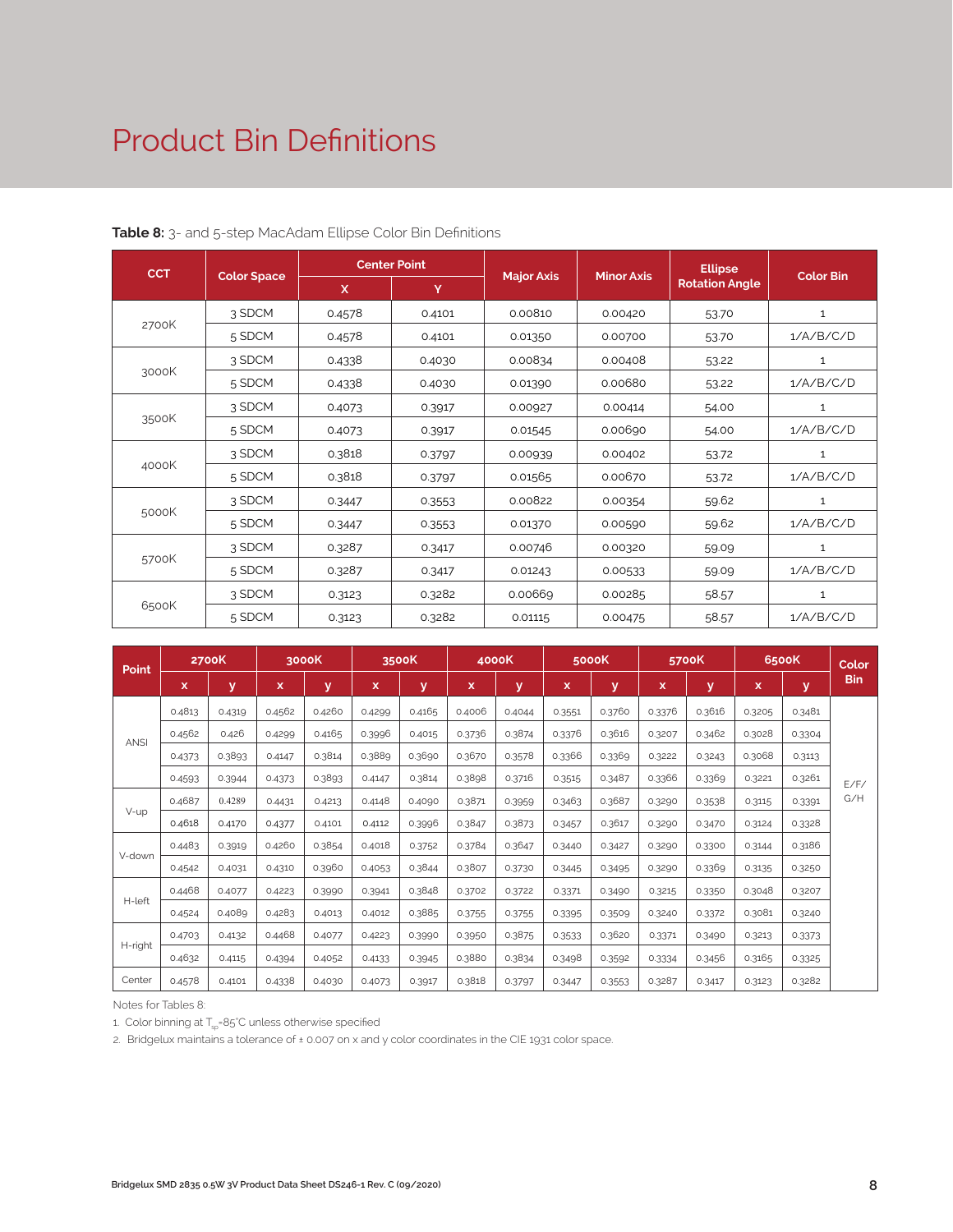# Product Bin Definitions

**Table 8:** 3- and 5-step MacAdam Ellipse Color Bin Definitions

| CCT | Color Space | Center Point | | Major Axis | Minor Axis | Ellipse Rotation Angle | Color Bin |
|---|---|---|---|---|---|---|---|
| | | X | Y | | | | |
| 2700K | 3 SDCM | 0.4578 | 0.4101 | 0.00810 | 0.00420 | 53.70 | 1 |
| | 5 SDCM | 0.4578 | 0.4101 | 0.01350 | 0.00700 | 53.70 | 1/A/B/C/D |
| 3000K | 3 SDCM | 0.4338 | 0.4030 | 0.00834 | 0.00408 | 53.22 | 1 |
| | 5 SDCM | 0.4338 | 0.4030 | 0.01390 | 0.00680 | 53.22 | 1/A/B/C/D |
| 3500K | 3 SDCM | 0.4073 | 0.3917 | 0.00927 | 0.00414 | 54.00 | 1 |
| | 5 SDCM | 0.4073 | 0.3917 | 0.01545 | 0.00690 | 54.00 | 1/A/B/C/D |
| 4000K | 3 SDCM | 0.3818 | 0.3797 | 0.00939 | 0.00402 | 53.72 | 1 |
| | 5 SDCM | 0.3818 | 0.3797 | 0.01565 | 0.00670 | 53.72 | 1/A/B/C/D |
| 5000K | 3 SDCM | 0.3447 | 0.3553 | 0.00822 | 0.00354 | 59.62 | 1 |
| | 5 SDCM | 0.3447 | 0.3553 | 0.01370 | 0.00590 | 59.62 | 1/A/B/C/D |
| 5700K | 3 SDCM | 0.3287 | 0.3417 | 0.00746 | 0.00320 | 59.09 | 1 |
| | 5 SDCM | 0.3287 | 0.3417 | 0.01243 | 0.00533 | 59.09 | 1/A/B/C/D |
| 6500K | 3 SDCM | 0.3123 | 0.3282 | 0.00669 | 0.00285 | 58.57 | 1 |
| | 5 SDCM | 0.3123 | 0.3282 | 0.01115 | 0.00475 | 58.57 | 1/A/B/C/D |

| Point | 2700K | | 3000K | | 3500K | | 4000K | | 5000K | | 5700K | | 6500K | | Color Bin |
|---|---|---|---|---|---|---|---|---|---|---|---|---|---|---|---|
| | x | y | x | y | x | y | x | y | x | y | x | y | x | y | |
| ANSI | 0.4813 | 0.4319 | 0.4562 | 0.4260 | 0.4299 | 0.4165 | 0.4006 | 0.4044 | 0.3551 | 0.3760 | 0.3376 | 0.3616 | 0.3205 | 0.3481 | E/F/G/H |
| | 0.4562 | 0.426 | 0.4299 | 0.4165 | 0.3996 | 0.4015 | 0.3736 | 0.3874 | 0.3376 | 0.3616 | 0.3207 | 0.3462 | 0.3028 | 0.3304 | |
| | 0.4373 | 0.3893 | 0.4147 | 0.3814 | 0.3889 | 0.3690 | 0.3670 | 0.3578 | 0.3366 | 0.3369 | 0.3222 | 0.3243 | 0.3068 | 0.3113 | |
| | 0.4593 | 0.3944 | 0.4373 | 0.3893 | 0.4147 | 0.3814 | 0.3898 | 0.3716 | 0.3515 | 0.3487 | 0.3366 | 0.3369 | 0.3221 | 0.3261 | |
| V-up | 0.4687 | 0.4289 | 0.4431 | 0.4213 | 0.4148 | 0.4090 | 0.3871 | 0.3959 | 0.3463 | 0.3687 | 0.3290 | 0.3538 | 0.3115 | 0.3391 | |
| | 0.4618 | 0.4170 | 0.4377 | 0.4101 | 0.4112 | 0.3996 | 0.3847 | 0.3873 | 0.3457 | 0.3617 | 0.3290 | 0.3470 | 0.3124 | 0.3328 | |
| V-down | 0.4483 | 0.3919 | 0.4260 | 0.3854 | 0.4018 | 0.3752 | 0.3784 | 0.3647 | 0.3440 | 0.3427 | 0.3290 | 0.3300 | 0.3144 | 0.3186 | |
| | 0.4542 | 0.4031 | 0.4310 | 0.3960 | 0.4053 | 0.3844 | 0.3807 | 0.3730 | 0.3445 | 0.3495 | 0.3290 | 0.3369 | 0.3135 | 0.3250 | |
| H-left | 0.4468 | 0.4077 | 0.4223 | 0.3990 | 0.3941 | 0.3848 | 0.3702 | 0.3722 | 0.3371 | 0.3490 | 0.3215 | 0.3350 | 0.3048 | 0.3207 | |
| | 0.4524 | 0.4089 | 0.4283 | 0.4013 | 0.4012 | 0.3885 | 0.3755 | 0.3755 | 0.3395 | 0.3509 | 0.3240 | 0.3372 | 0.3081 | 0.3240 | |
| H-right | 0.4703 | 0.4132 | 0.4468 | 0.4077 | 0.4223 | 0.3990 | 0.3950 | 0.3875 | 0.3533 | 0.3620 | 0.3371 | 0.3490 | 0.3213 | 0.3373 | |
| | 0.4632 | 0.4115 | 0.4394 | 0.4052 | 0.4133 | 0.3945 | 0.3880 | 0.3834 | 0.3498 | 0.3592 | 0.3334 | 0.3456 | 0.3165 | 0.3325 | |
| Center | 0.4578 | 0.4101 | 0.4338 | 0.4030 | 0.4073 | 0.3917 | 0.3818 | 0.3797 | 0.3447 | 0.3553 | 0.3287 | 0.3417 | 0.3123 | 0.3282 | |

Notes for Tables 8:

1. Color binning at $T_{sp}$=85°C unless otherwise specified
2. Bridgelux maintains a tolerance of ± 0.007 on x and y color coordinates in the CIE 1931 color space.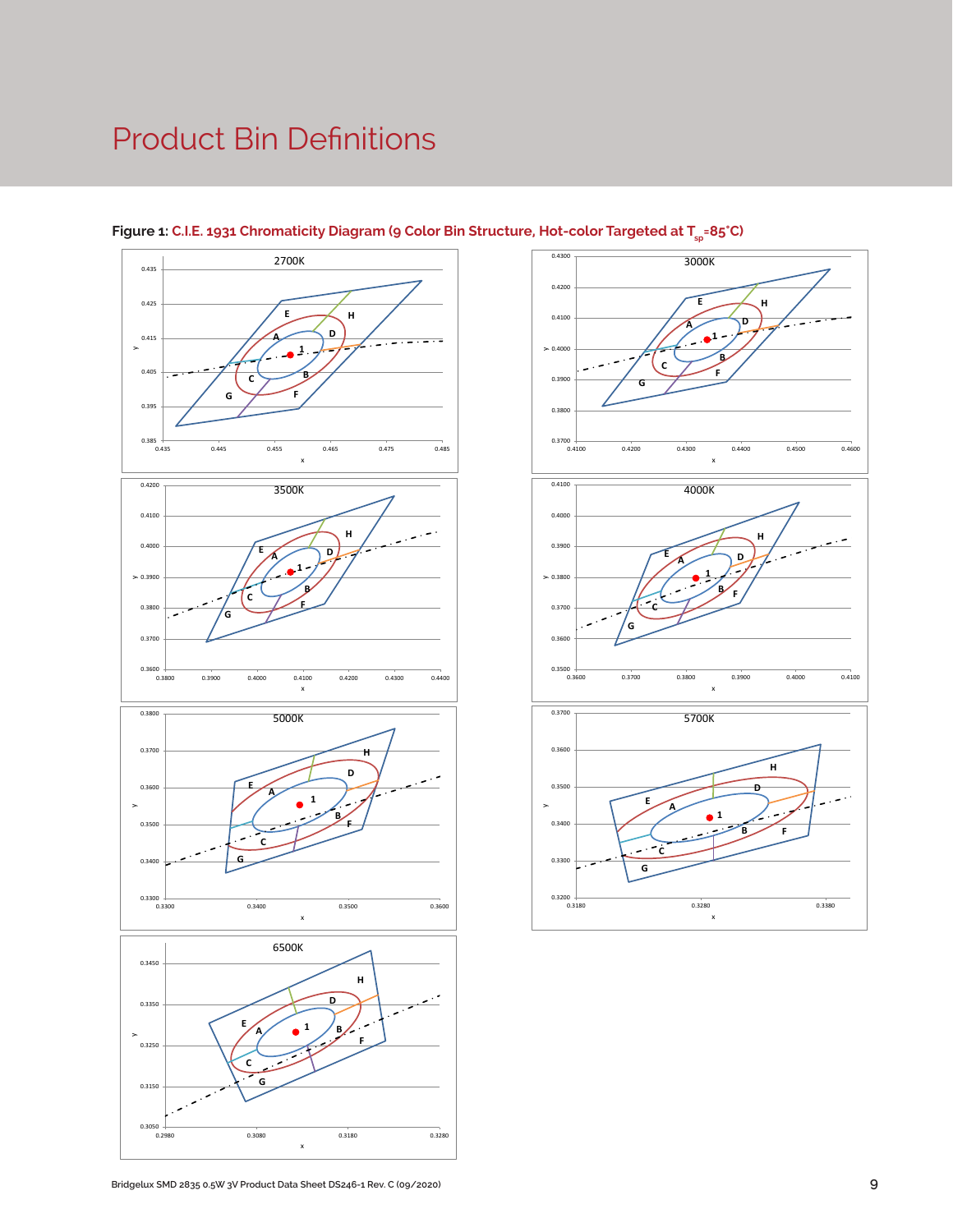# Product Bin Definitions

**Figure 1:** C.I.E. 1931 Chromaticity Diagram (9 Color Bin Structure, Hot-color Targeted at $T_{sp}$=85°C)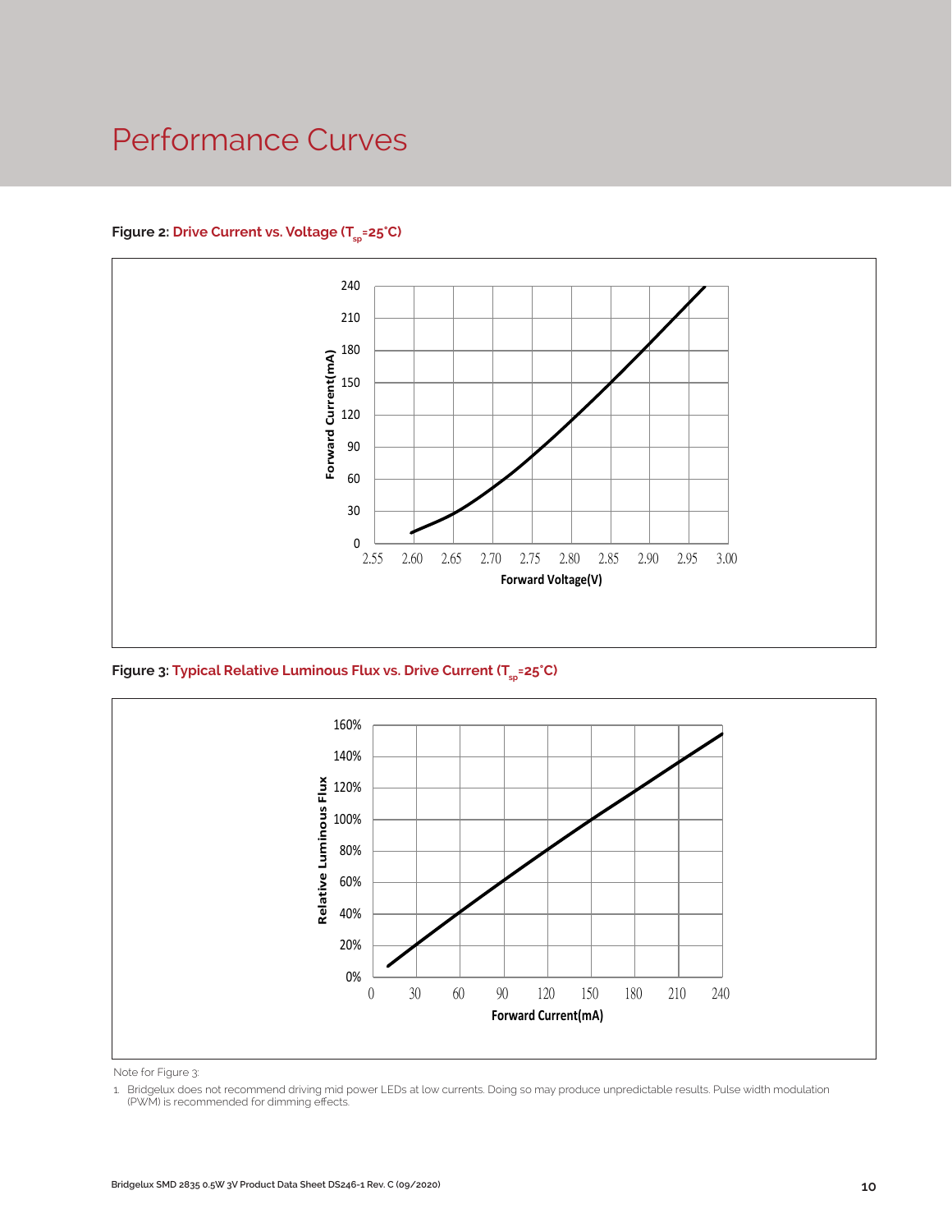# Performance Curves

**Figure 2: Drive Current vs. Voltage ($T_{sp}$=25°C)**

**Figure 3: Typical Relative Luminous Flux vs. Drive Current ($T_{sp}$=25°C)**

Note for Figure 3:

1. Bridgelux does not recommend driving mid power LEDs at low currents. Doing so may produce unpredictable results. Pulse width modulation (PWM) is recommended for dimming effects.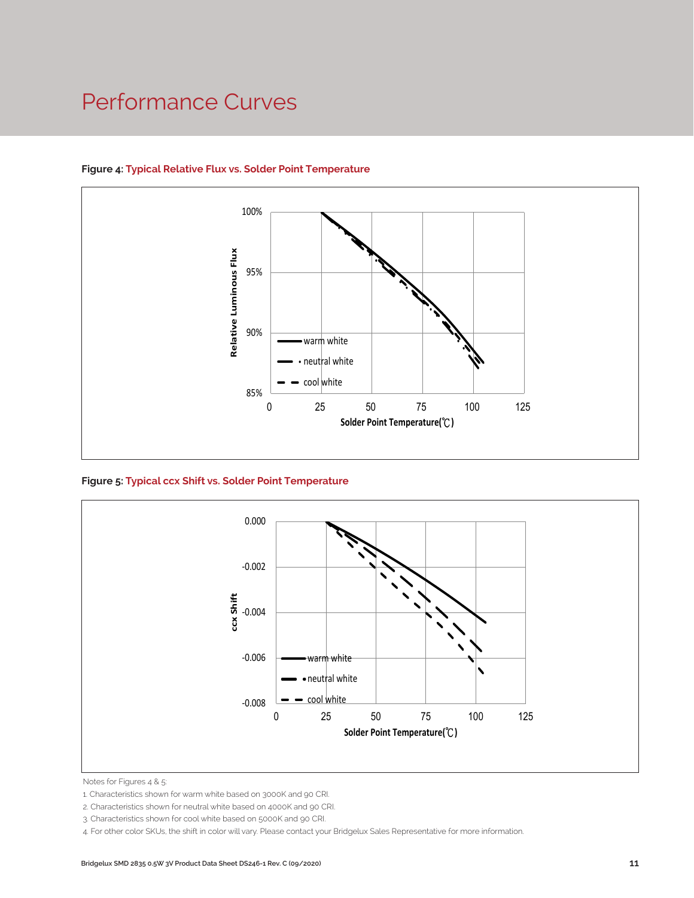# Performance Curves

**Figure 4: Typical Relative Flux vs. Solder Point Temperature**

Relative Luminous Flux

100%
95%
90%
85%

0 25 50 75 100 125

Solder Point Temperature(℃)

warm white
neutral white
cool white

**Figure 5: Typical ccx Shift vs. Solder Point Temperature**

ccx Shift

0.000
-0.002
-0.004
-0.006
-0.008

0 25 50 75 100 125

Solder Point Temperature(℃)

warm white
neutral white
cool white

Notes for Figures 4 & 5:

1. Characteristics shown for warm white based on 3000K and 90 CRI.
2. Characteristics shown for neutral white based on 4000K and 90 CRI.
3. Characteristics shown for cool white based on 5000K and 90 CRI.
4. For other color SKUs, the shift in color will vary. Please contact your Bridgelux Sales Representative for more information.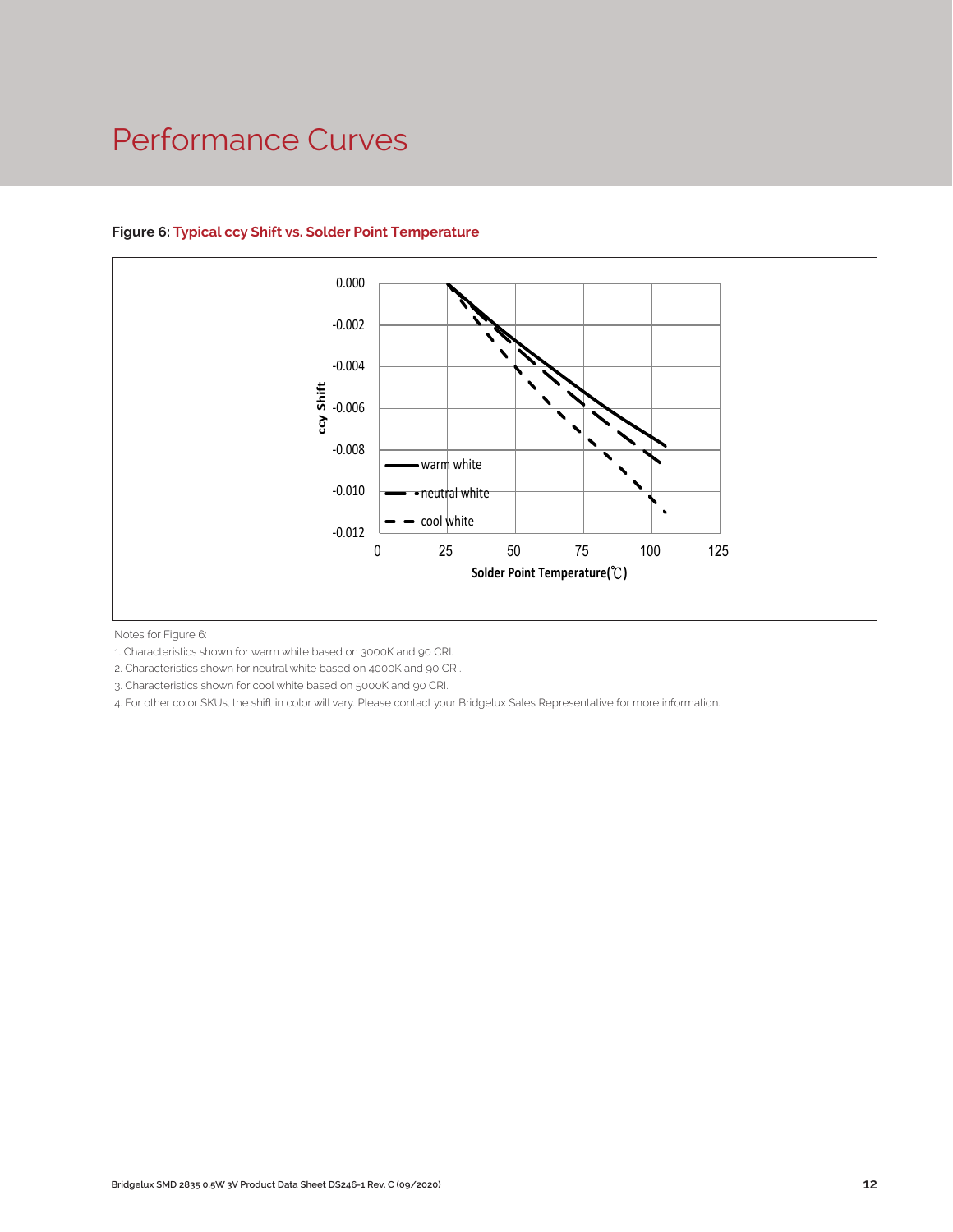# Performance Curves

**Figure 6:** **Typical ccy Shift vs. Solder Point Temperature**

Notes for Figure 6:

1. Characteristics shown for warm white based on 3000K and 90 CRI.
2. Characteristics shown for neutral white based on 4000K and 90 CRI.
3. Characteristics shown for cool white based on 5000K and 90 CRI.
4. For other color SKUs, the shift in color will vary. Please contact your Bridgelux Sales Representative for more information.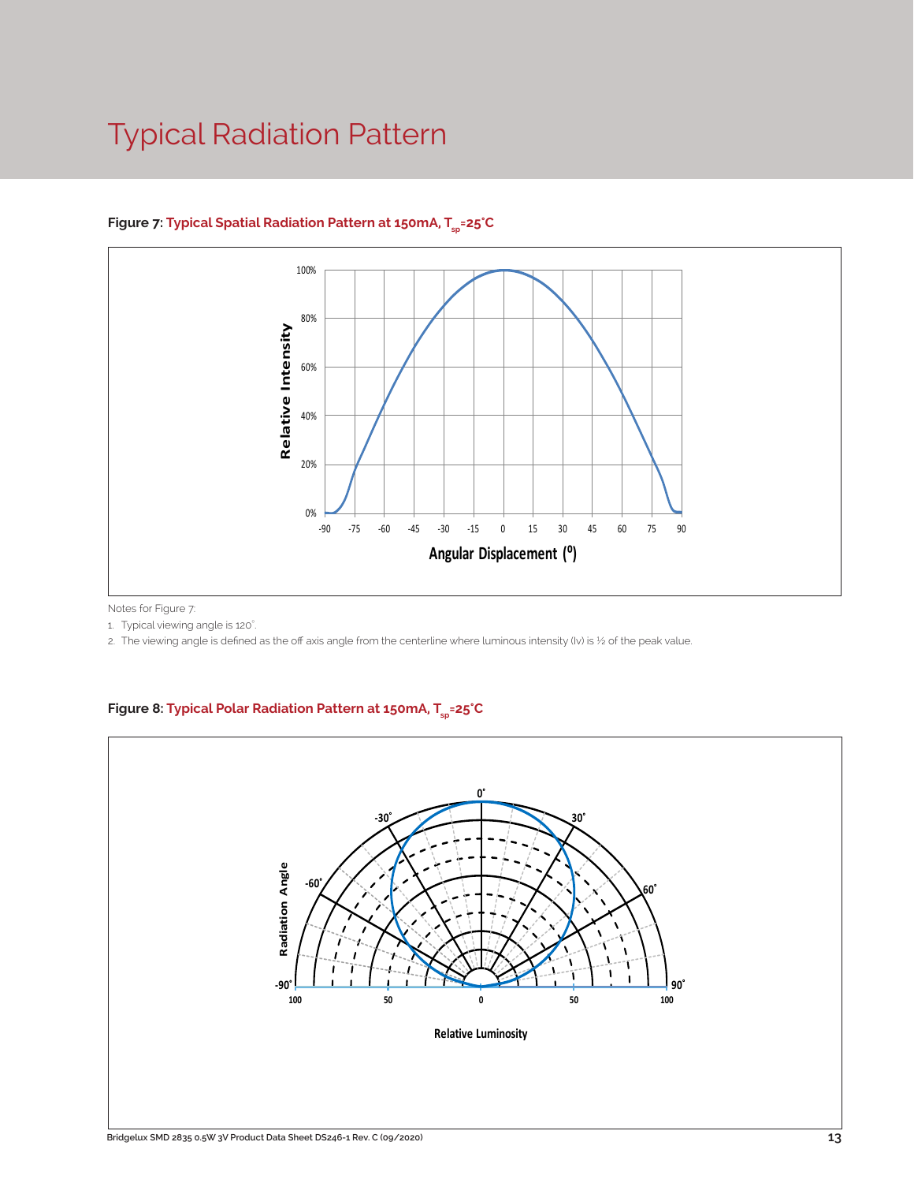# Typical Radiation Pattern

**Figure 7: Typical Spatial Radiation Pattern at 150mA, $T_{sp}$=25°C**

Notes for Figure 7:

1. Typical viewing angle is 120°.
2. The viewing angle is defined as the off axis angle from the centerline where luminous intensity (Iv) is ½ of the peak value.

**Figure 8: Typical Polar Radiation Pattern at 150mA, $T_{sp}$=25°C**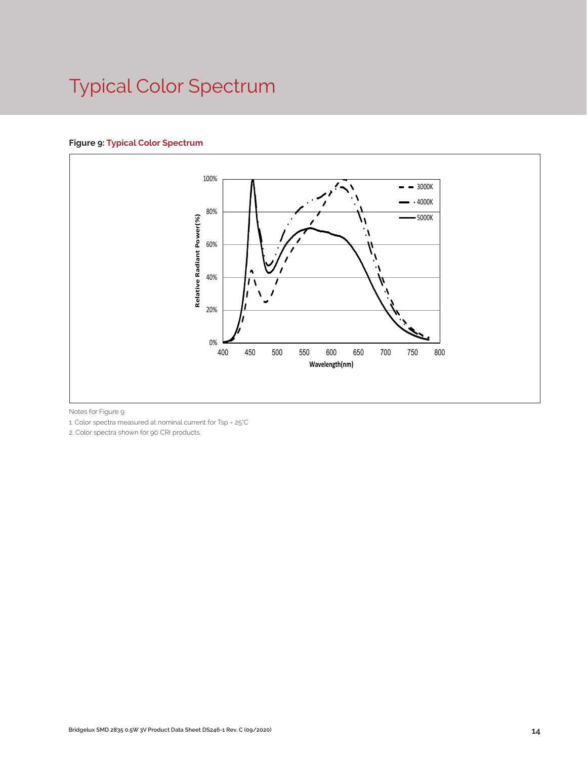# Typical Color Spectrum

**Figure 9:** Typical Color Spectrum

Notes for Figure 9:

1. Color spectra measured at nominal current for Tsp = 25°C
2. Color spectra shown for 90 CRI products.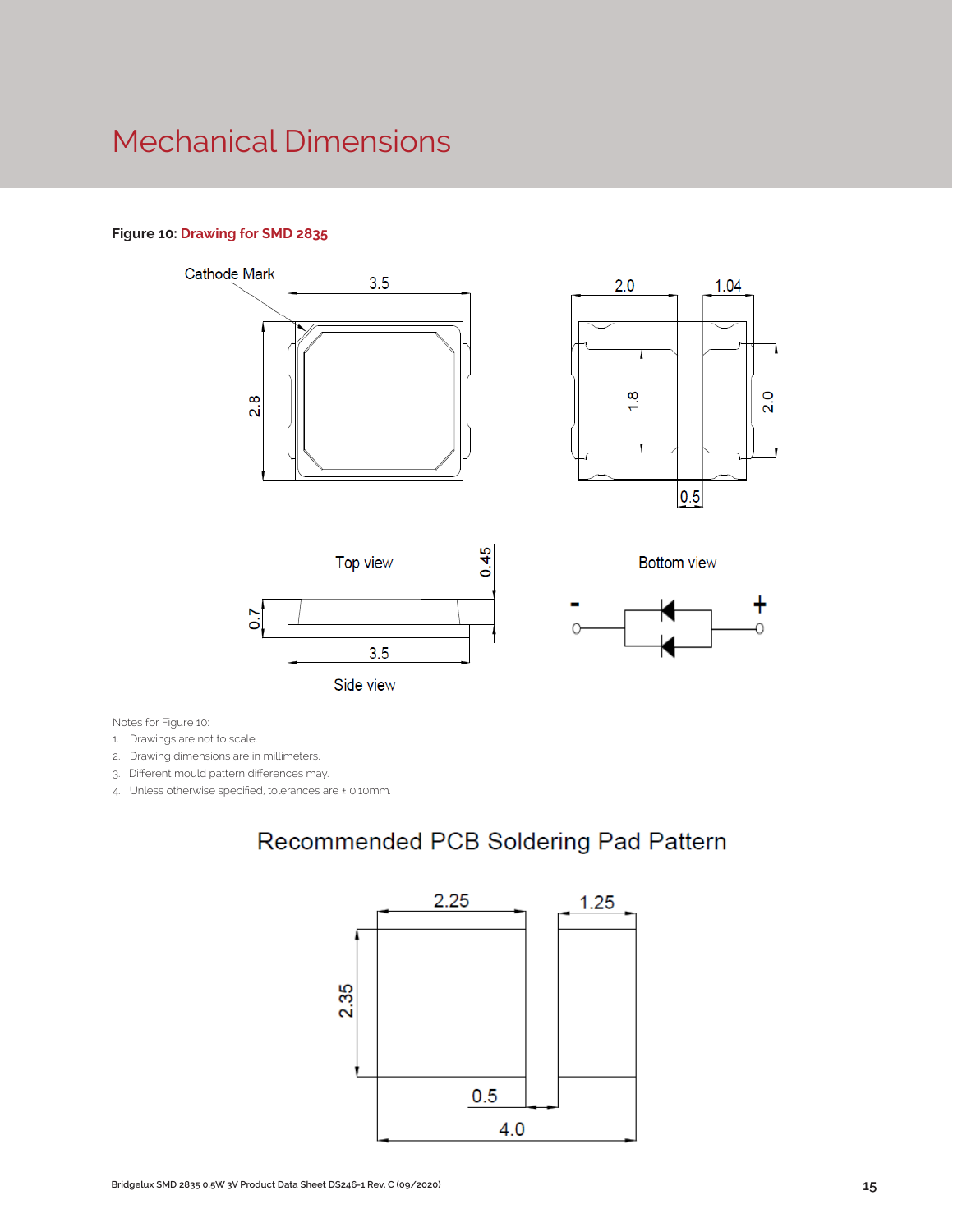# Mechanical Dimensions

**Figure 10:** Drawing for SMD 2835

Cathode Mark

3.5

2.8

2.0

1.04

1.8

2.0

0.5

Top view

Bottom view

0.45

0.7

3.5

Side view

\-

\+

Notes for Figure 10:

1. Drawings are not to scale.
2. Drawing dimensions are in millimeters.
3. Different mould pattern differences may.
4. Unless otherwise specified, tolerances are ± 0.10mm.

## Recommended PCB Soldering Pad Pattern

2.25

1.25

2.35

0.5

4.0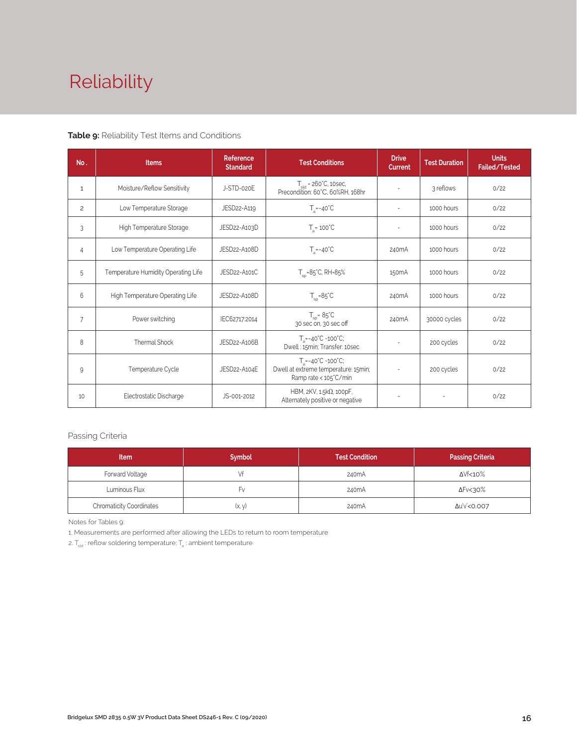# Reliability

**Table 9:** Reliability Test Items and Conditions

| No. | Items | Reference Standard | Test Conditions | Drive Current | Test Duration | Units Failed/Tested |
|---|---|---|---|---|---|---|
| 1 | Moisture/Reflow Sensitivity | J-STD-020E | $T_{sld}$ = 260°C, 10sec, Precondition: 60°C, 60%RH, 168hr | - | 3 reflows | 0/22 |
| 2 | Low Temperature Storage | JESD22-A119 | $T_a$=-40°C | - | 1000 hours | 0/22 |
| 3 | High Temperature Storage | JESD22-A103D | $T_a$= 100°C | - | 1000 hours | 0/22 |
| 4 | Low Temperature Operating Life | JESD22-A108D | $T_a$=-40°C | 240mA | 1000 hours | 0/22 |
| 5 | Temperature Humidity Operating Life | JESD22-A101C | $T_{sp}$=85°C, RH=85% | 150mA | 1000 hours | 0/22 |
| 6 | High Temperature Operating Life | JESD22-A108D | $T_{sp}$=85°C | 240mA | 1000 hours | 0/22 |
| 7 | Power switching | IEC62717:2014 | $T_{sp}$= 85°C 30 sec on, 30 sec off | 240mA | 30000 cycles | 0/22 |
| 8 | Thermal Shock | JESD22-A106B | $T_a$=-40°C ~100°C; Dwell : 15min; Transfer: 10sec | - | 200 cycles | 0/22 |
| 9 | Temperature Cycle | JESD22-A104E | $T_a$=-40°C ~100°C; Dwell at extreme temperature: 15min; Ramp rate < 105°C/min | - | 200 cycles | 0/22 |
| 10 | Electrostatic Discharge | JS-001-2012 | HBM, 2KV, 1.5kΩ, 100pF, Alternately positive or negative | - | - | 0/22 |

Passing Criteria

| Item | Symbol | Test Condition | Passing Criteria |
|---|---|---|---|
| Forward Voltage | Vf | 240mA | ΔVf<10% |
| Luminous Flux | Fv | 240mA | ΔFv<30% |
| Chromaticity Coordinates | (x, y) | 240mA | Δu'v'<0.007 |

Notes for Tables 9:

1. Measurements are performed after allowing the LEDs to return to room temperature
2. $T_{sld}$ : reflow soldering temperature; $T_a$ : ambient temperature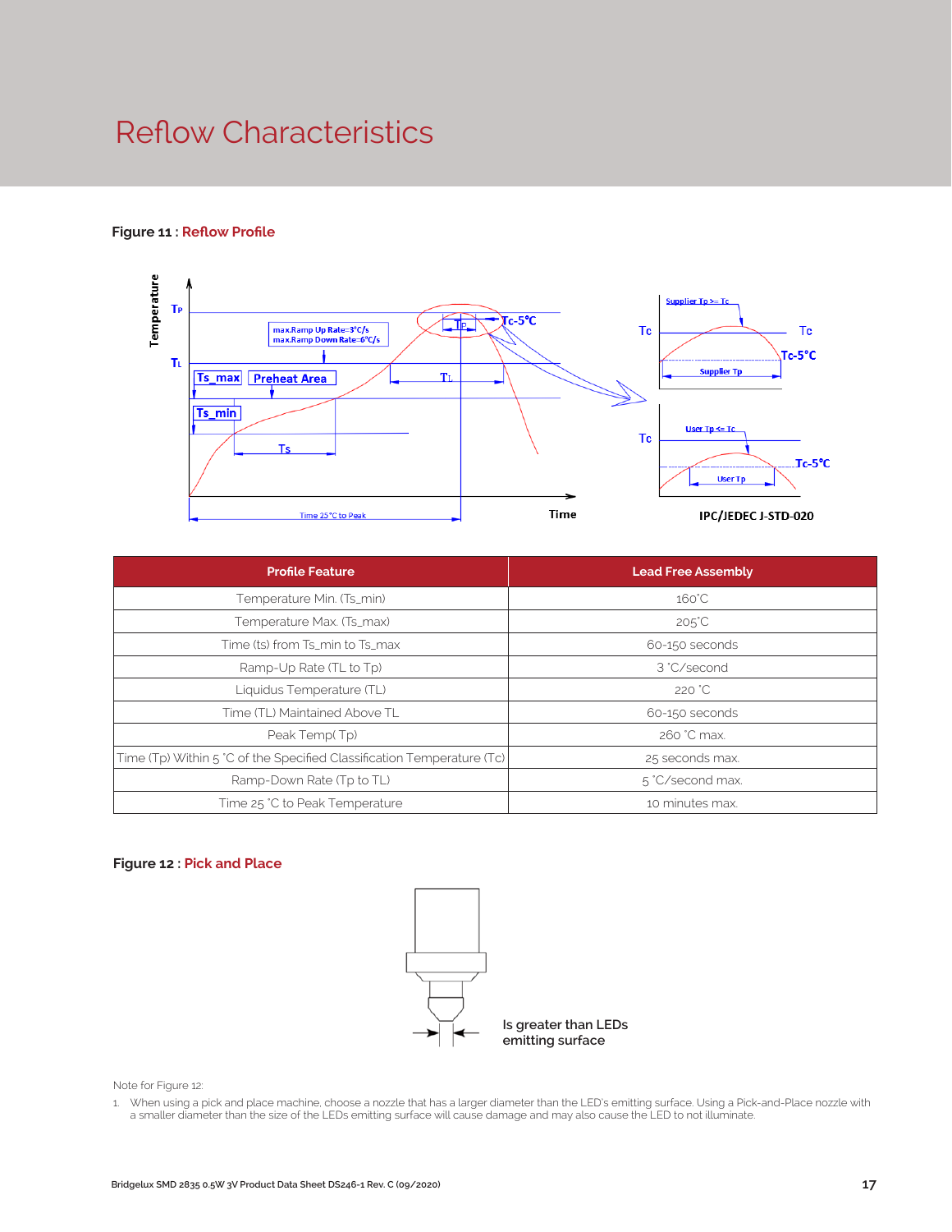# Reflow Characteristics

**Figure 11 : Reflow Profile**

| Profile Feature | Lead Free Assembly |
|---|---|
| Temperature Min. (Ts_min) | 160°C |
| Temperature Max. (Ts_max) | 205°C |
| Time (ts) from Ts_min to Ts_max | 60-150 seconds |
| Ramp-Up Rate (TL to Tp) | 3 °C/second |
| Liquidus Temperature (TL) | 220 °C |
| Time (TL) Maintained Above TL | 60-150 seconds |
| Peak Temp( Tp) | 260 °C max. |
| Time (Tp) Within 5 °C of the Specified Classification Temperature (Tc) | 25 seconds max. |
| Ramp-Down Rate (Tp to TL) | 5 °C/second max. |
| Time 25 °C to Peak Temperature | 10 minutes max. |

**Figure 12 : Pick and Place**

Is greater than LEDs emitting surface

Note for Figure 12:

1. When using a pick and place machine, choose a nozzle that has a larger diameter than the LED's emitting surface. Using a Pick-and-Place nozzle with a smaller diameter than the size of the LEDs emitting surface will cause damage and may also cause the LED to not illuminate.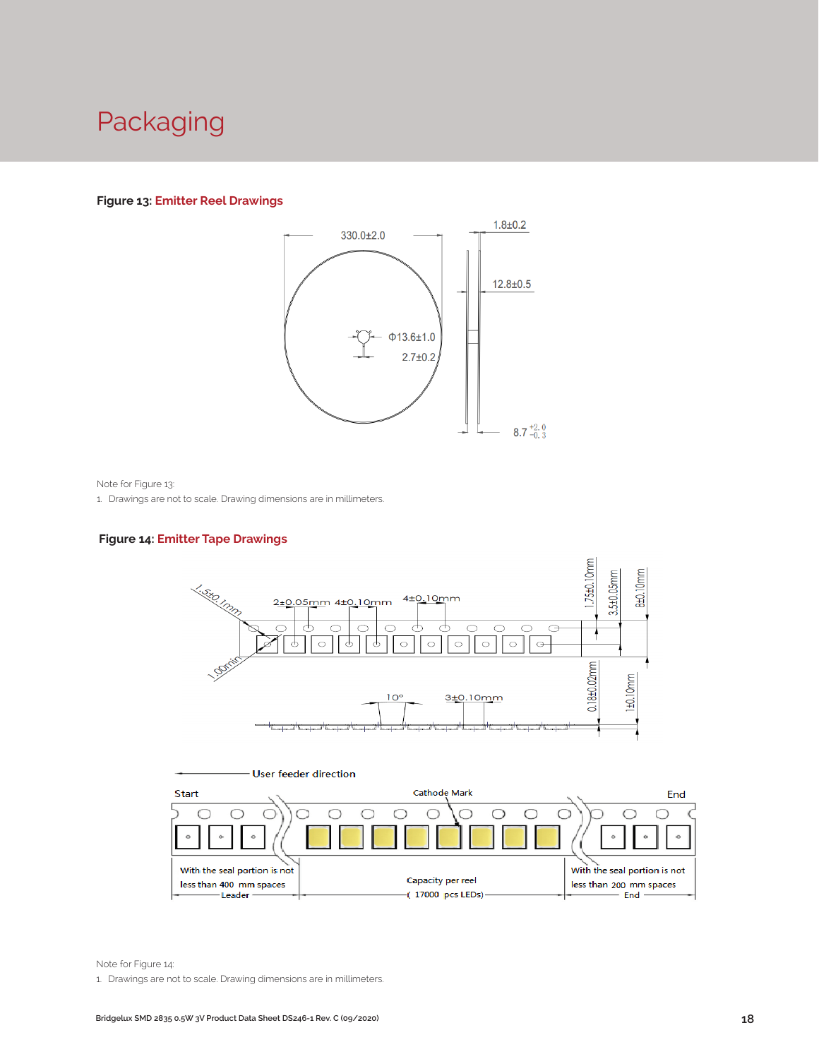# Packaging

**Figure 13: Emitter Reel Drawings**

330.0±2.0

1.8±0.2

12.8±0.5

Φ13.6±1.0

2.7±0.2

$8.7^{+2.0}_{-0.3}$

Note for Figure 13:

1. Drawings are not to scale. Drawing dimensions are in millimeters.

**Figure 14: Emitter Tape Drawings**

1.5±0.1mm

2±0.05mm 4±0.10mm

4±0.10mm

1.75±0.10mm

3.5±0.05mm

8±0.10mm

1.00min

10°

3±0.10mm

0.18±0.02mm

1±0.10mm

User feeder direction

Start

Cathode Mark

End

With the seal portion is not less than 400 mm spaces

Leader

Capacity per reel (17000 pcs LEDs)

With the seal portion is not less than 200 mm spaces

End

Note for Figure 14:

1. Drawings are not to scale. Drawing dimensions are in millimeters.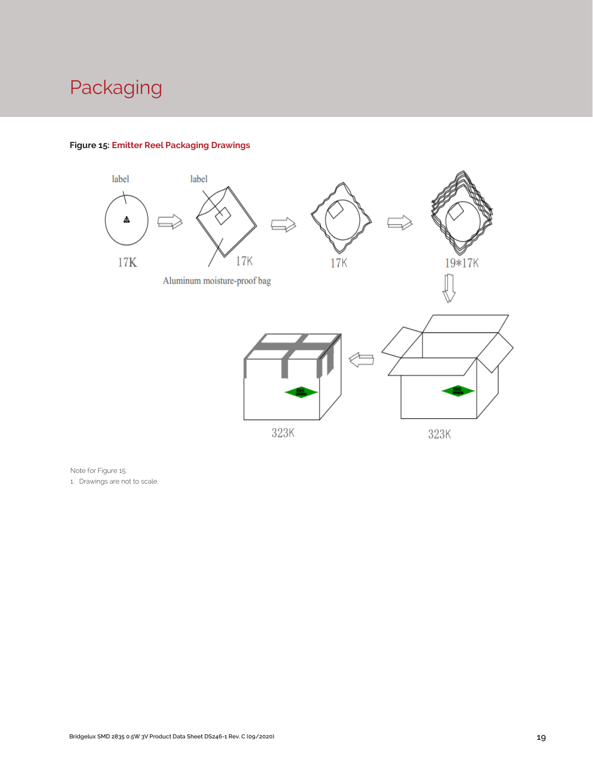# Packaging

**Figure 15: Emitter Reel Packaging Drawings**

Note for Figure 15:

1. Drawings are not to scale.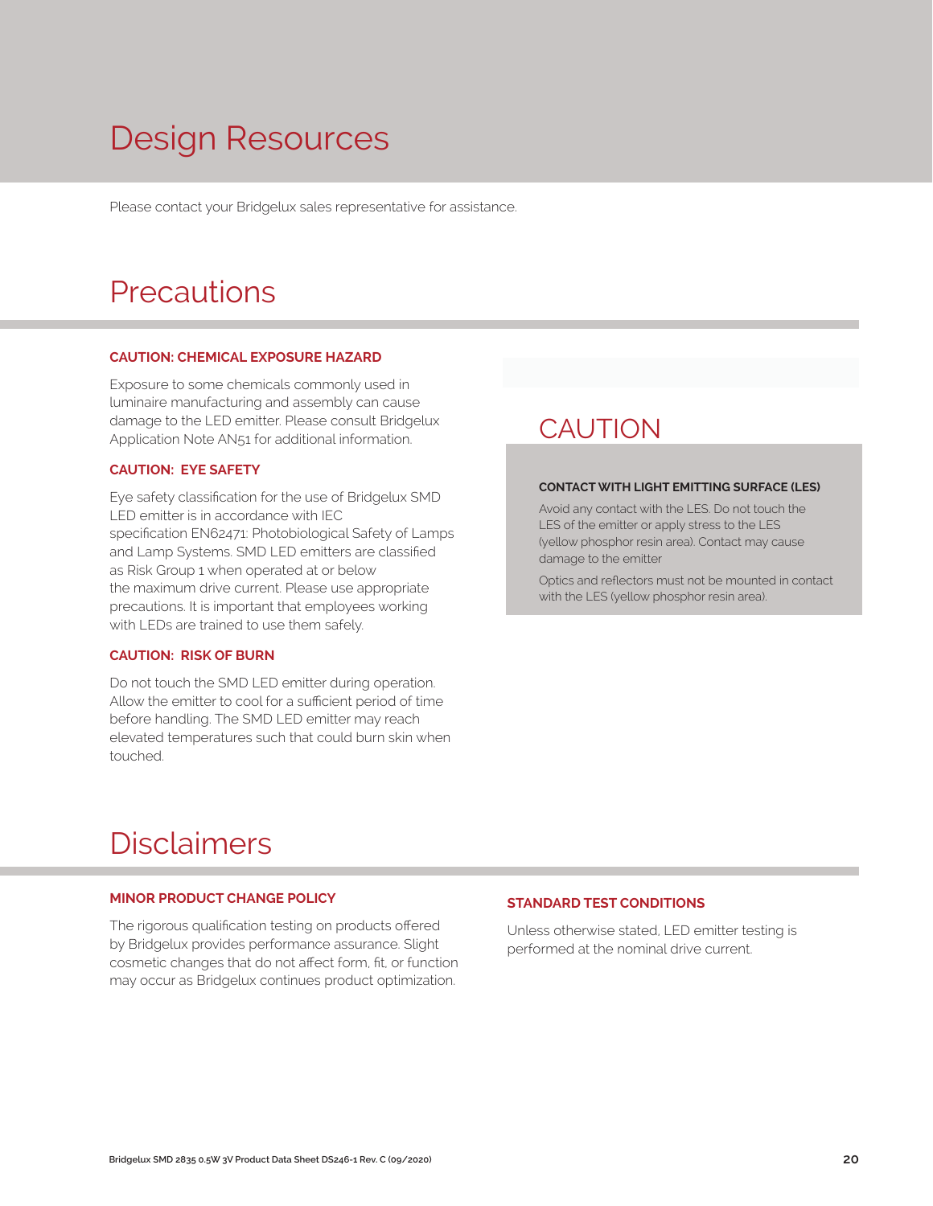# Design Resources

Please contact your Bridgelux sales representative for assistance.

# Precautions

**CAUTION: CHEMICAL EXPOSURE HAZARD**

Exposure to some chemicals commonly used in luminaire manufacturing and assembly can cause damage to the LED emitter. Please consult Bridgelux Application Note AN51 for additional information.

**CAUTION: EYE SAFETY**

Eye safety classification for the use of Bridgelux SMD LED emitter is in accordance with IEC specification EN62471: Photobiological Safety of Lamps and Lamp Systems. SMD LED emitters are classified as Risk Group 1 when operated at or below the maximum drive current. Please use appropriate precautions. It is important that employees working with LEDs are trained to use them safely.

**CAUTION: RISK OF BURN**

Do not touch the SMD LED emitter during operation. Allow the emitter to cool for a sufficient period of time before handling. The SMD LED emitter may reach elevated temperatures such that could burn skin when touched.

## CAUTION

**CONTACT WITH LIGHT EMITTING SURFACE (LES)**

Avoid any contact with the LES. Do not touch the LES of the emitter or apply stress to the LES (yellow phosphor resin area). Contact may cause damage to the emitter

Optics and reflectors must not be mounted in contact with the LES (yellow phosphor resin area).

# Disclaimers

**MINOR PRODUCT CHANGE POLICY**

The rigorous qualification testing on products offered by Bridgelux provides performance assurance. Slight cosmetic changes that do not affect form, fit, or function may occur as Bridgelux continues product optimization.

**STANDARD TEST CONDITIONS**

Unless otherwise stated, LED emitter testing is performed at the nominal drive current.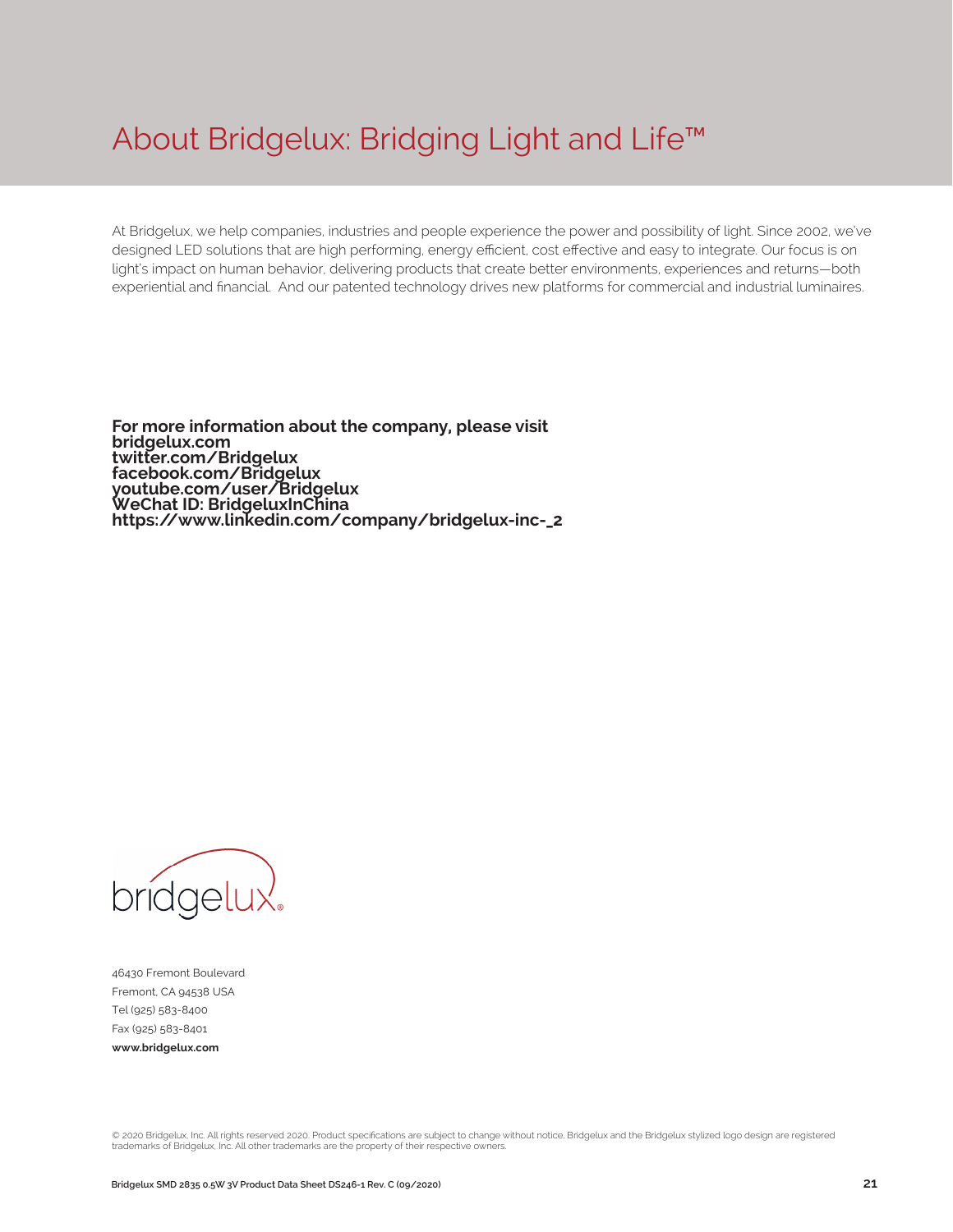# About Bridgelux: Bridging Light and Life™

At Bridgelux, we help companies, industries and people experience the power and possibility of light. Since 2002, we've designed LED solutions that are high performing, energy efficient, cost effective and easy to integrate. Our focus is on light's impact on human behavior, delivering products that create better environments, experiences and returns—both experiential and financial. And our patented technology drives new platforms for commercial and industrial luminaires.

**For more information about the company, please visit**
**bridgelux.com**
**twitter.com/Bridgelux**
**facebook.com/Bridgelux**
**youtube.com/user/Bridgelux**
**WeChat ID: BridgeluxInChina**
**https://www.linkedin.com/company/bridgelux-inc-_2**

bridgelux®

46430 Fremont Boulevard
Fremont, CA 94538 USA
Tel (925) 583-8400
Fax (925) 583-8401
**www.bridgelux.com**

© 2020 Bridgelux, Inc. All rights reserved 2020. Product specifications are subject to change without notice. Bridgelux and the Bridgelux stylized logo design are registered trademarks of Bridgelux, Inc. All other trademarks are the property of their respective owners.